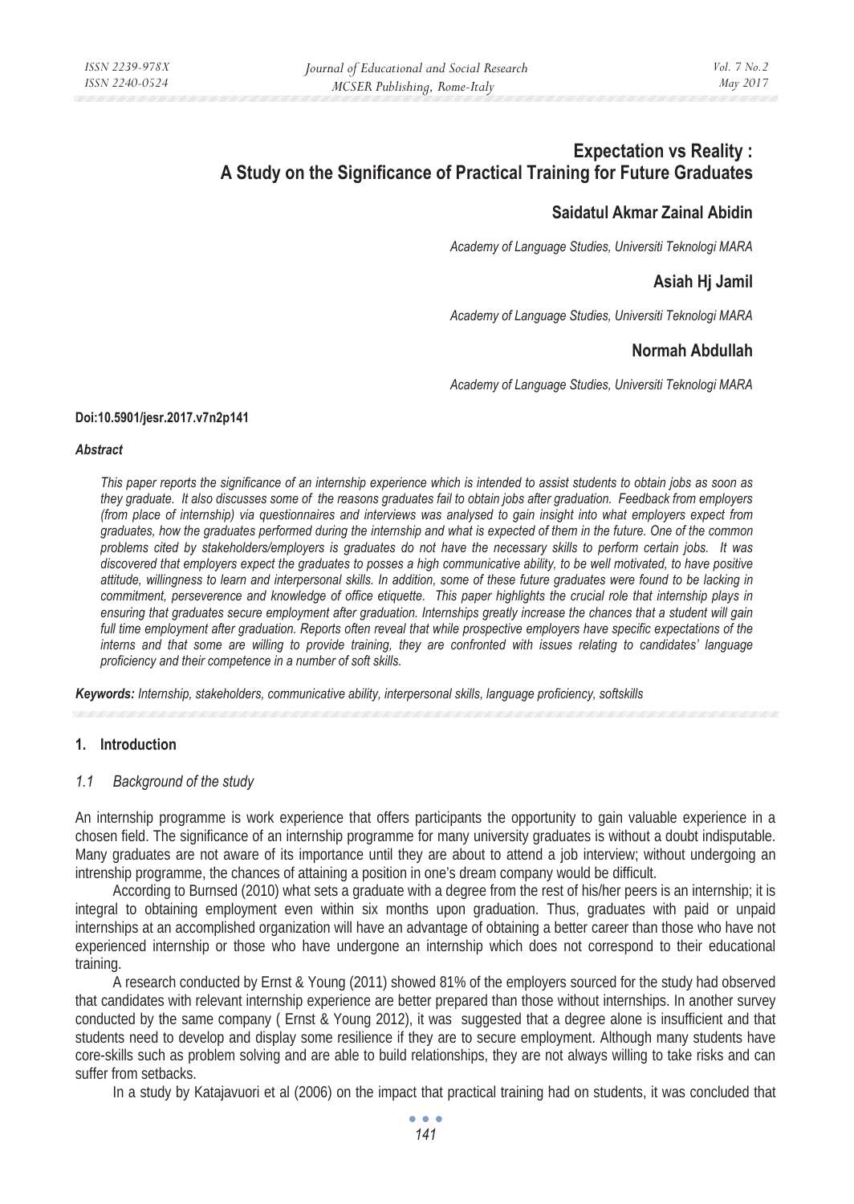# Expectation vs Reality : A Study on the Significance of Practical Training for Future Graduates

## Saidatul Akmar Zainal Abidin

*Academy of Language Studies, Universiti Teknologi MARA*

## Asiah Hj Jamil

*Academy of Language Studies, Universiti Teknologi MARA*

## Normah Abdullah

*Academy of Language Studies, Universiti Teknologi MARA*

**Doi:10.5901/jesr.2017.v7n2p141**

***Abstract***

*This paper reports the significance of an internship experience which is intended to assist students to obtain jobs as soon as they graduate. It also discusses some of the reasons graduates fail to obtain jobs after graduation. Feedback from employers (from place of internship) via questionnaires and interviews was analysed to gain insight into what employers expect from graduates, how the graduates performed during the internship and what is expected of them in the future. One of the common problems cited by stakeholders/employers is graduates do not have the necessary skills to perform certain jobs. It was discovered that employers expect the graduates to posses a high communicative ability, to be well motivated, to have positive attitude, willingness to learn and interpersonal skills. In addition, some of these future graduates were found to be lacking in commitment, perseverence and knowledge of office etiquette. This paper highlights the crucial role that internship plays in ensuring that graduates secure employment after graduation. Internships greatly increase the chances that a student will gain full time employment after graduation. Reports often reveal that while prospective employers have specific expectations of the interns and that some are willing to provide training, they are confronted with issues relating to candidates' language proficiency and their competence in a number of soft skills.*

***Keywords:*** *Internship, stakeholders, communicative ability, interpersonal skills, language proficiency, softskills*

## 1. Introduction

### *1.1 Background of the study*

An internship programme is work experience that offers participants the opportunity to gain valuable experience in a chosen field. The significance of an internship programme for many university graduates is without a doubt indisputable. Many graduates are not aware of its importance until they are about to attend a job interview; without undergoing an intrenship programme, the chances of attaining a position in one's dream company would be difficult.

According to Burnsed (2010) what sets a graduate with a degree from the rest of his/her peers is an internship; it is integral to obtaining employment even within six months upon graduation. Thus, graduates with paid or unpaid internships at an accomplished organization will have an advantage of obtaining a better career than those who have not experienced internship or those who have undergone an internship which does not correspond to their educational training.

A research conducted by Ernst & Young (2011) showed 81% of the employers sourced for the study had observed that candidates with relevant internship experience are better prepared than those without internships. In another survey conducted by the same company ( Ernst & Young 2012), it was suggested that a degree alone is insufficient and that students need to develop and display some resilience if they are to secure employment. Although many students have core-skills such as problem solving and are able to build relationships, they are not always willing to take risks and can suffer from setbacks.

In a study by Katajavuori et al (2006) on the impact that practical training had on students, it was concluded that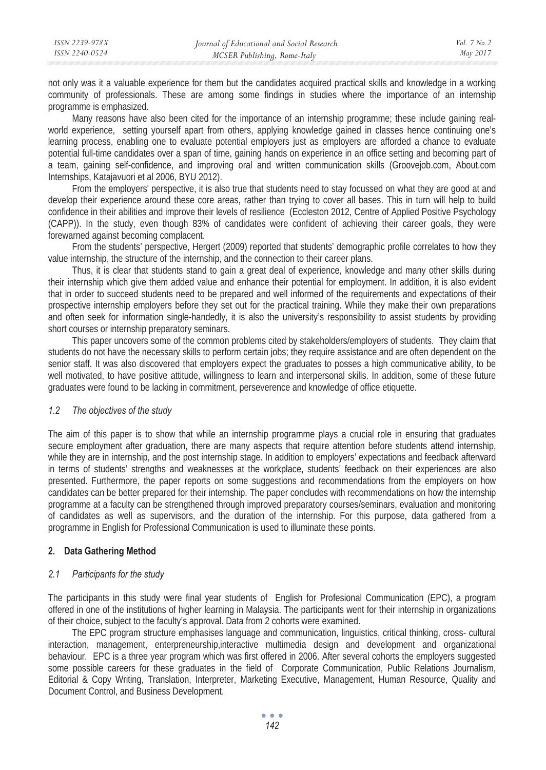not only was it a valuable experience for them but the candidates acquired practical skills and knowledge in a working community of professionals. These are among some findings in studies where the importance of an internship programme is emphasized.

Many reasons have also been cited for the importance of an internship programme; these include gaining real-world experience, setting yourself apart from others, applying knowledge gained in classes hence continuing one's learning process, enabling one to evaluate potential employers just as employers are afforded a chance to evaluate potential full-time candidates over a span of time, gaining hands on experience in an office setting and becoming part of a team, gaining self-confidence, and improving oral and written communication skills (Groovejob.com, About.com Internships, Katajavuori et al 2006, BYU 2012).

From the employers' perspective, it is also true that students need to stay focussed on what they are good at and develop their experience around these core areas, rather than trying to cover all bases. This in turn will help to build confidence in their abilities and improve their levels of resilience (Eccleston 2012, Centre of Applied Positive Psychology (CAPP)). In the study, even though 83% of candidates were confident of achieving their career goals, they were forewarned against becoming complacent.

From the students' perspective, Hergert (2009) reported that students' demographic profile correlates to how they value internship, the structure of the internship, and the connection to their career plans.

Thus, it is clear that students stand to gain a great deal of experience, knowledge and many other skills during their internship which give them added value and enhance their potential for employment. In addition, it is also evident that in order to succeed students need to be prepared and well informed of the requirements and expectations of their prospective internship employers before they set out for the practical training. While they make their own preparations and often seek for information single-handedly, it is also the university's responsibility to assist students by providing short courses or internship preparatory seminars.

This paper uncovers some of the common problems cited by stakeholders/employers of students. They claim that students do not have the necessary skills to perform certain jobs; they require assistance and are often dependent on the senior staff. It was also discovered that employers expect the graduates to posses a high communicative ability, to be well motivated, to have positive attitude, willingness to learn and interpersonal skills. In addition, some of these future graduates were found to be lacking in commitment, perseverence and knowledge of office etiquette.

### *1.2 The objectives of the study*

The aim of this paper is to show that while an internship programme plays a crucial role in ensuring that graduates secure employment after graduation, there are many aspects that require attention before students attend internship, while they are in internship, and the post internship stage. In addition to employers' expectations and feedback afterward in terms of students' strengths and weaknesses at the workplace, students' feedback on their experiences are also presented. Furthermore, the paper reports on some suggestions and recommendations from the employers on how candidates can be better prepared for their internship. The paper concludes with recommendations on how the internship programme at a faculty can be strengthened through improved preparatory courses/seminars, evaluation and monitoring of candidates as well as supervisors, and the duration of the internship. For this purpose, data gathered from a programme in English for Professional Communication is used to illuminate these points.

## **2. Data Gathering Method**

### *2.1 Participants for the study*

The participants in this study were final year students of English for Profesional Communication (EPC), a program offered in one of the institutions of higher learning in Malaysia. The participants went for their internship in organizations of their choice, subject to the faculty's approval. Data from 2 cohorts were examined.

The EPC program structure emphasises language and communication, linguistics, critical thinking, cross- cultural interaction, management, enterpreneurship,interactive multimedia design and development and organizational behaviour. EPC is a three year program which was first offered in 2006. After several cohorts the employers suggested some possible careers for these graduates in the field of Corporate Communication, Public Relations Journalism, Editorial & Copy Writing, Translation, Interpreter, Marketing Executive, Management, Human Resource, Quality and Document Control, and Business Development.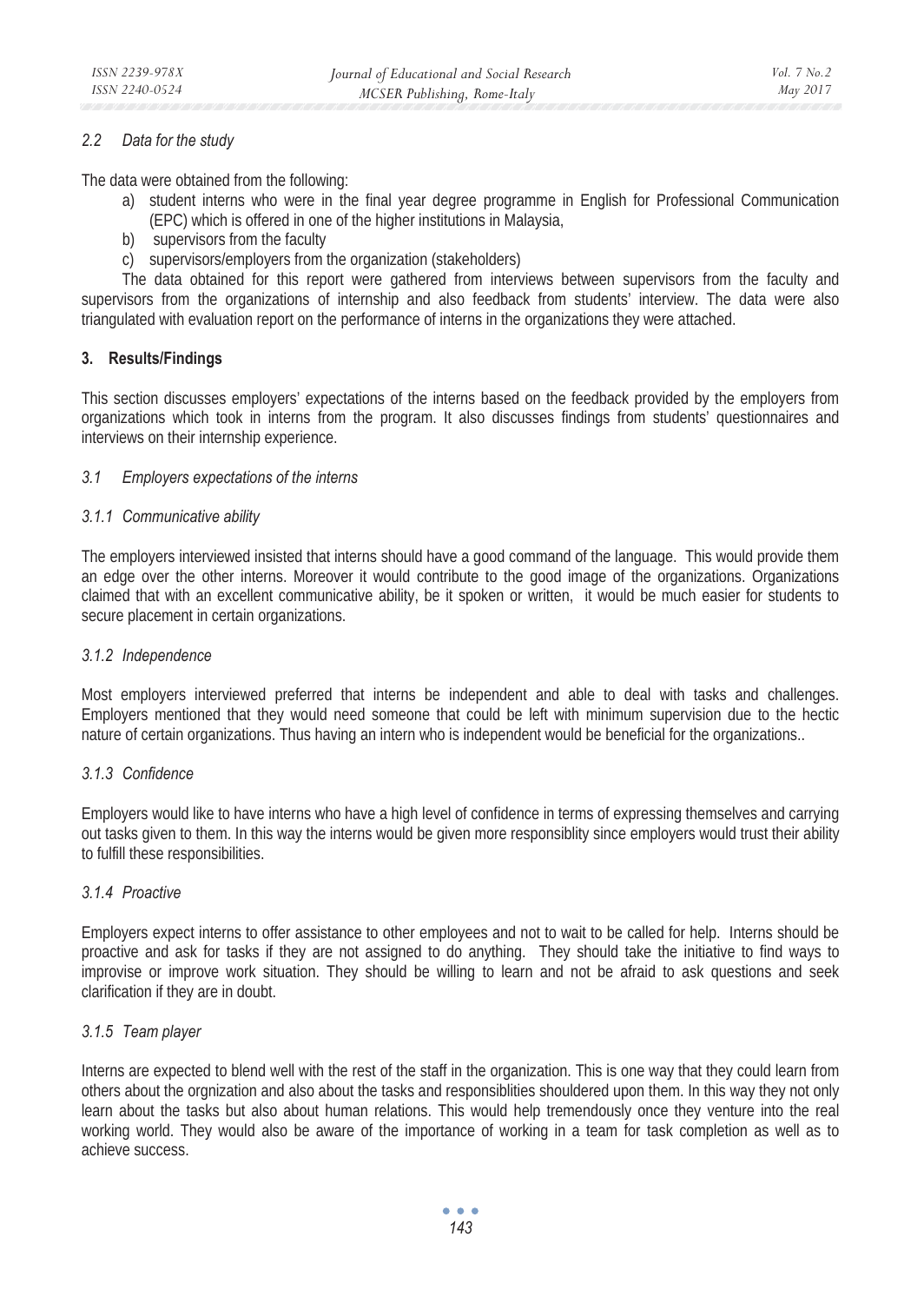### 2.2 Data for the study

The data were obtained from the following:

a) student interns who were in the final year degree programme in English for Professional Communication (EPC) which is offered in one of the higher institutions in Malaysia,
b) supervisors from the faculty
c) supervisors/employers from the organization (stakeholders)

The data obtained for this report were gathered from interviews between supervisors from the faculty and supervisors from the organizations of internship and also feedback from students' interview. The data were also triangulated with evaluation report on the performance of interns in the organizations they were attached.

## 3. Results/Findings

This section discusses employers' expectations of the interns based on the feedback provided by the employers from organizations which took in interns from the program. It also discusses findings from students' questionnaires and interviews on their internship experience.

### 3.1 Employers expectations of the interns

#### 3.1.1 Communicative ability

The employers interviewed insisted that interns should have a good command of the language. This would provide them an edge over the other interns. Moreover it would contribute to the good image of the organizations. Organizations claimed that with an excellent communicative ability, be it spoken or written, it would be much easier for students to secure placement in certain organizations.

#### 3.1.2 Independence

Most employers interviewed preferred that interns be independent and able to deal with tasks and challenges. Employers mentioned that they would need someone that could be left with minimum supervision due to the hectic nature of certain organizations. Thus having an intern who is independent would be beneficial for the organizations..

#### 3.1.3 Confidence

Employers would like to have interns who have a high level of confidence in terms of expressing themselves and carrying out tasks given to them. In this way the interns would be given more responsiblity since employers would trust their ability to fulfill these responsibilities.

#### 3.1.4 Proactive

Employers expect interns to offer assistance to other employees and not to wait to be called for help. Interns should be proactive and ask for tasks if they are not assigned to do anything. They should take the initiative to find ways to improvise or improve work situation. They should be willing to learn and not be afraid to ask questions and seek clarification if they are in doubt.

#### 3.1.5 Team player

Interns are expected to blend well with the rest of the staff in the organization. This is one way that they could learn from others about the orgnization and also about the tasks and responsiblities shouldered upon them. In this way they not only learn about the tasks but also about human relations. This would help tremendously once they venture into the real working world. They would also be aware of the importance of working in a team for task completion as well as to achieve success.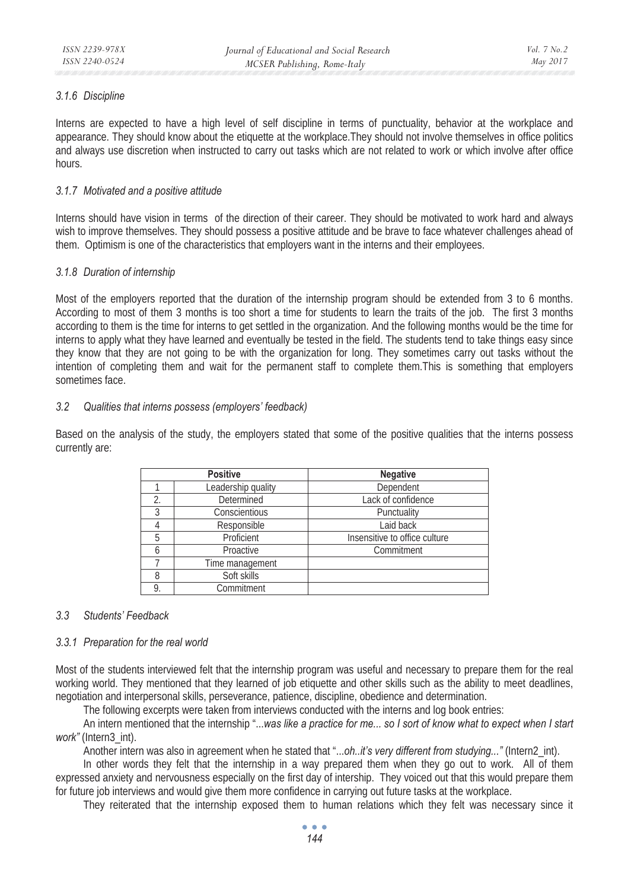#### 3.1.6 Discipline

Interns are expected to have a high level of self discipline in terms of punctuality, behavior at the workplace and appearance. They should know about the etiquette at the workplace.They should not involve themselves in office politics and always use discretion when instructed to carry out tasks which are not related to work or which involve after office hours.

#### 3.1.7 Motivated and a positive attitude

Interns should have vision in terms of the direction of their career. They should be motivated to work hard and always wish to improve themselves. They should possess a positive attitude and be brave to face whatever challenges ahead of them. Optimism is one of the characteristics that employers want in the interns and their employees.

#### 3.1.8 Duration of internship

Most of the employers reported that the duration of the internship program should be extended from 3 to 6 months. According to most of them 3 months is too short a time for students to learn the traits of the job. The first 3 months according to them is the time for interns to get settled in the organization. And the following months would be the time for interns to apply what they have learned and eventually be tested in the field. The students tend to take things easy since they know that they are not going to be with the organization for long. They sometimes carry out tasks without the intention of completing them and wait for the permanent staff to complete them.This is something that employers sometimes face.

### 3.2 Qualities that interns possess (employers' feedback)

Based on the analysis of the study, the employers stated that some of the positive qualities that the interns possess currently are:

| Positive | | Negative |
|---|---|---|
| 1 | Leadership quality | Dependent |
| 2. | Determined | Lack of confidence |
| 3 | Conscientious | Punctuality |
| 4 | Responsible | Laid back |
| 5 | Proficient | Insensitive to office culture |
| 6 | Proactive | Commitment |
| 7 | Time management | |
| 8 | Soft skills | |
| 9. | Commitment | |

### 3.3 Students' Feedback

#### 3.3.1 Preparation for the real world

Most of the students interviewed felt that the internship program was useful and necessary to prepare them for the real working world. They mentioned that they learned of job etiquette and other skills such as the ability to meet deadlines, negotiation and interpersonal skills, perseverance, patience, discipline, obedience and determination.

The following excerpts were taken from interviews conducted with the interns and log book entries:

An intern mentioned that the internship "...*was like a practice for me... so I sort of know what to expect when I start work"* (Intern3_int).

Another intern was also in agreement when he stated that "...*oh..it's very different from studying..."* (Intern2_int).

In other words they felt that the internship in a way prepared them when they go out to work. All of them expressed anxiety and nervousness especially on the first day of intership. They voiced out that this would prepare them for future job interviews and would give them more confidence in carrying out future tasks at the workplace.

They reiterated that the internship exposed them to human relations which they felt was necessary since it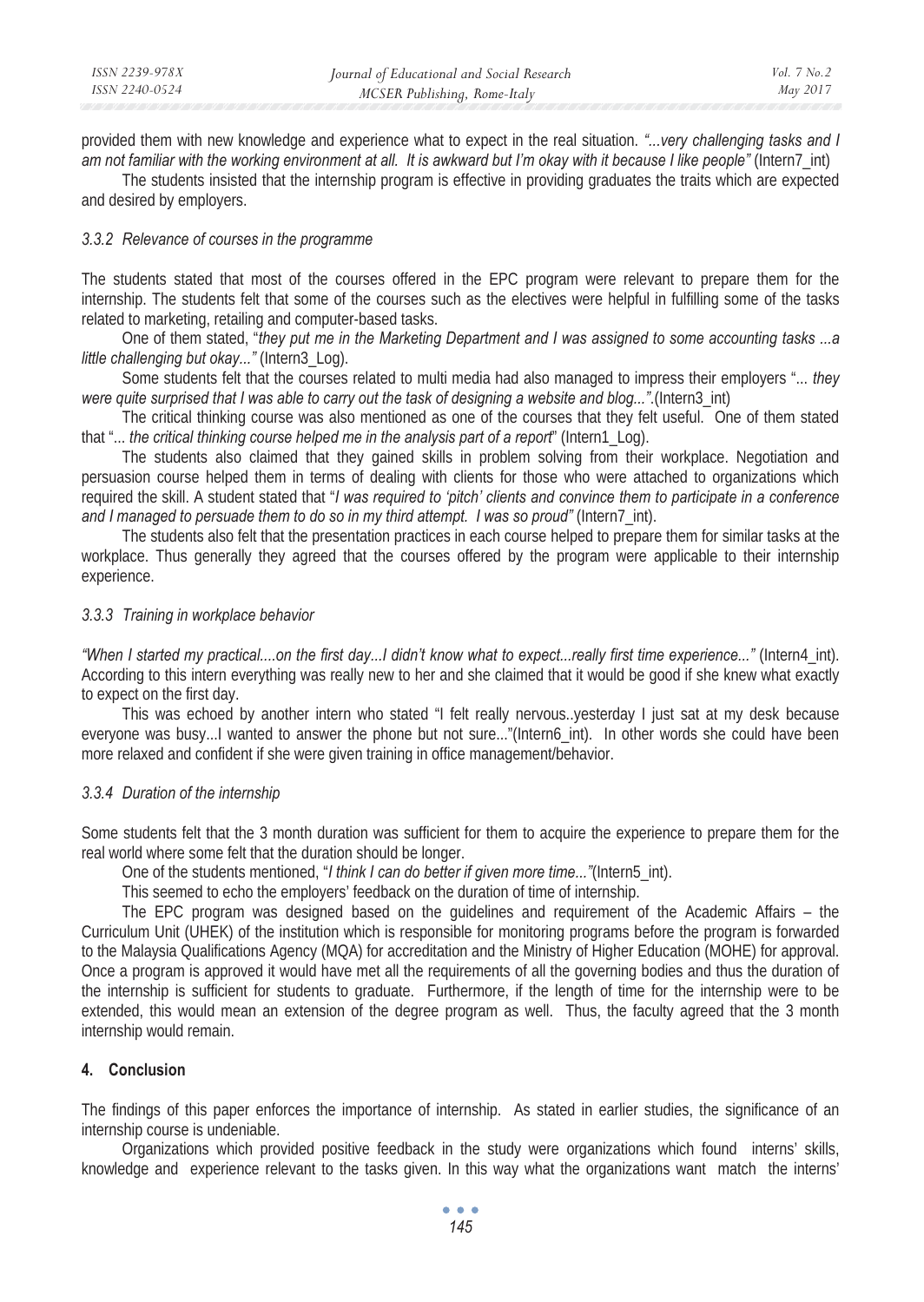provided them with new knowledge and experience what to expect in the real situation. *"...very challenging tasks and I am not familiar with the working environment at all. It is awkward but I'm okay with it because I like people"* (Intern7_int)

The students insisted that the internship program is effective in providing graduates the traits which are expected and desired by employers.

### *3.3.2 Relevance of courses in the programme*

The students stated that most of the courses offered in the EPC program were relevant to prepare them for the internship. The students felt that some of the courses such as the electives were helpful in fulfilling some of the tasks related to marketing, retailing and computer-based tasks.

One of them stated, "*they put me in the Marketing Department and I was assigned to some accounting tasks ...a little challenging but okay..."* (Intern3_Log).

Some students felt that the courses related to multi media had also managed to impress their employers "... *they were quite surprised that I was able to carry out the task of designing a website and blog...".*(Intern3_int)

The critical thinking course was also mentioned as one of the courses that they felt useful. One of them stated that "... *the critical thinking course helped me in the analysis part of a report*" (Intern1_Log).

The students also claimed that they gained skills in problem solving from their workplace. Negotiation and persuasion course helped them in terms of dealing with clients for those who were attached to organizations which required the skill. A student stated that "*I was required to 'pitch' clients and convince them to participate in a conference and I managed to persuade them to do so in my third attempt. I was so proud"* (Intern7_int).

The students also felt that the presentation practices in each course helped to prepare them for similar tasks at the workplace. Thus generally they agreed that the courses offered by the program were applicable to their internship experience.

### *3.3.3 Training in workplace behavior*

*"When I started my practical....on the first day...I didn't know what to expect...really first time experience..."* (Intern4_int). According to this intern everything was really new to her and she claimed that it would be good if she knew what exactly to expect on the first day.

This was echoed by another intern who stated "I felt really nervous..yesterday I just sat at my desk because everyone was busy...I wanted to answer the phone but not sure..."(Intern6_int). In other words she could have been more relaxed and confident if she were given training in office management/behavior.

### *3.3.4 Duration of the internship*

Some students felt that the 3 month duration was sufficient for them to acquire the experience to prepare them for the real world where some felt that the duration should be longer.

One of the students mentioned, "*I think I can do better if given more time..."*(Intern5_int).

This seemed to echo the employers' feedback on the duration of time of internship.

The EPC program was designed based on the guidelines and requirement of the Academic Affairs – the Curriculum Unit (UHEK) of the institution which is responsible for monitoring programs before the program is forwarded to the Malaysia Qualifications Agency (MQA) for accreditation and the Ministry of Higher Education (MOHE) for approval. Once a program is approved it would have met all the requirements of all the governing bodies and thus the duration of the internship is sufficient for students to graduate. Furthermore, if the length of time for the internship were to be extended, this would mean an extension of the degree program as well. Thus, the faculty agreed that the 3 month internship would remain.

## 4. Conclusion

The findings of this paper enforces the importance of internship. As stated in earlier studies, the significance of an internship course is undeniable.

Organizations which provided positive feedback in the study were organizations which found interns' skills, knowledge and experience relevant to the tasks given. In this way what the organizations want match the interns'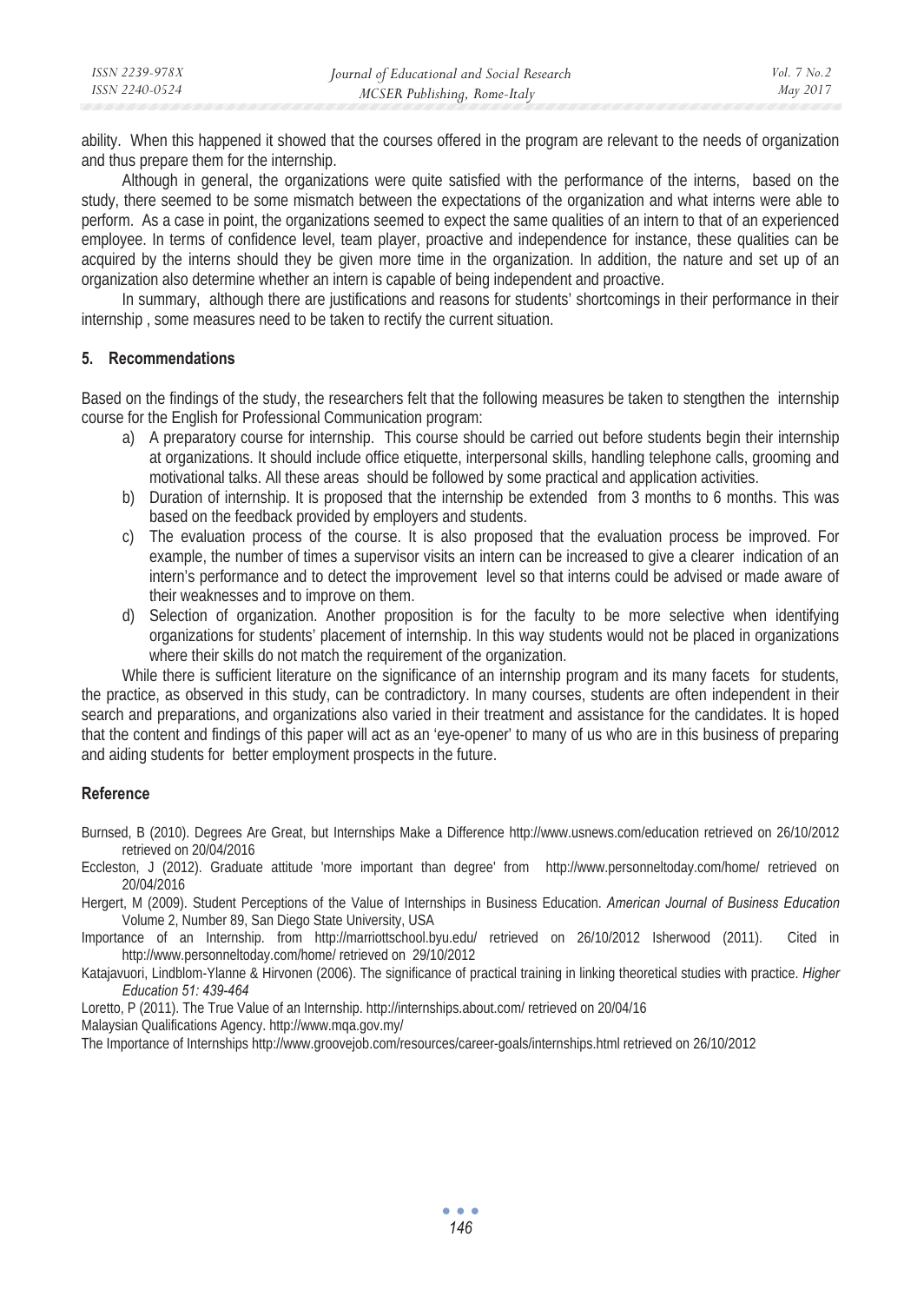ability. When this happened it showed that the courses offered in the program are relevant to the needs of organization and thus prepare them for the internship.

Although in general, the organizations were quite satisfied with the performance of the interns, based on the study, there seemed to be some mismatch between the expectations of the organization and what interns were able to perform. As a case in point, the organizations seemed to expect the same qualities of an intern to that of an experienced employee. In terms of confidence level, team player, proactive and independence for instance, these qualities can be acquired by the interns should they be given more time in the organization. In addition, the nature and set up of an organization also determine whether an intern is capable of being independent and proactive.

In summary, although there are justifications and reasons for students' shortcomings in their performance in their internship , some measures need to be taken to rectify the current situation.

## 5. Recommendations

Based on the findings of the study, the researchers felt that the following measures be taken to stengthen the internship course for the English for Professional Communication program:

a) A preparatory course for internship. This course should be carried out before students begin their internship at organizations. It should include office etiquette, interpersonal skills, handling telephone calls, grooming and motivational talks. All these areas should be followed by some practical and application activities.
b) Duration of internship. It is proposed that the internship be extended from 3 months to 6 months. This was based on the feedback provided by employers and students.
c) The evaluation process of the course. It is also proposed that the evaluation process be improved. For example, the number of times a supervisor visits an intern can be increased to give a clearer indication of an intern's performance and to detect the improvement level so that interns could be advised or made aware of their weaknesses and to improve on them.
d) Selection of organization. Another proposition is for the faculty to be more selective when identifying organizations for students' placement of internship. In this way students would not be placed in organizations where their skills do not match the requirement of the organization.

While there is sufficient literature on the significance of an internship program and its many facets for students, the practice, as observed in this study, can be contradictory. In many courses, students are often independent in their search and preparations, and organizations also varied in their treatment and assistance for the candidates. It is hoped that the content and findings of this paper will act as an 'eye-opener' to many of us who are in this business of preparing and aiding students for better employment prospects in the future.

## Reference

Burnsed, B (2010). Degrees Are Great, but Internships Make a Difference http://www.usnews.com/education retrieved on 26/10/2012 retrieved on 20/04/2016

Eccleston, J (2012). Graduate attitude 'more important than degree' from http://www.personneltoday.com/home/ retrieved on 20/04/2016

Hergert, M (2009). Student Perceptions of the Value of Internships in Business Education. *American Journal of Business Education* Volume 2, Number 89, San Diego State University, USA

Importance of an Internship. from http://marriottschool.byu.edu/ retrieved on 26/10/2012 Isherwood (2011). Cited in http://www.personneltoday.com/home/ retrieved on 29/10/2012

Katajavuori, Lindblom-Ylanne & Hirvonen (2006). The significance of practical training in linking theoretical studies with practice. *Higher Education 51: 439-464*

Loretto, P (2011). The True Value of an Internship. http://internships.about.com/ retrieved on 20/04/16

Malaysian Qualifications Agency. http://www.mqa.gov.my/

The Importance of Internships http://www.groovejob.com/resources/career-goals/internships.html retrieved on 26/10/2012